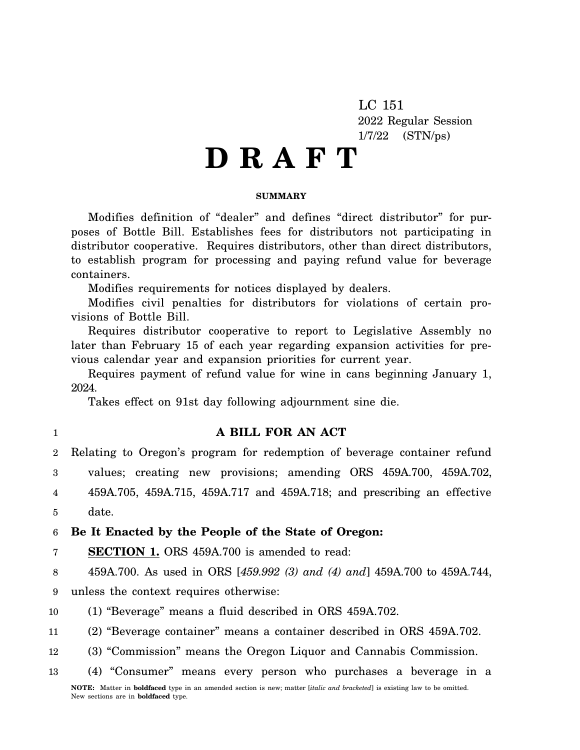LC 151
2022 Regular Session
1/7/22 (STN/ps)

# D R A F T

**SUMMARY**

Modifies definition of "dealer" and defines "direct distributor" for purposes of Bottle Bill. Establishes fees for distributors not participating in distributor cooperative. Requires distributors, other than direct distributors, to establish program for processing and paying refund value for beverage containers.

Modifies requirements for notices displayed by dealers.

Modifies civil penalties for distributors for violations of certain provisions of Bottle Bill.

Requires distributor cooperative to report to Legislative Assembly no later than February 15 of each year regarding expansion activities for previous calendar year and expansion priorities for current year.

Requires payment of refund value for wine in cans beginning January 1, 2024.

Takes effect on 91st day following adjournment sine die.

**A BILL FOR AN ACT**

Relating to Oregon's program for redemption of beverage container refund values; creating new provisions; amending ORS 459A.700, 459A.702, 459A.705, 459A.715, 459A.717 and 459A.718; and prescribing an effective date.

**Be It Enacted by the People of the State of Oregon:**

**SECTION 1.** ORS 459A.700 is amended to read:

459A.700. As used in ORS [*459.992 (3) and (4) and*] 459A.700 to 459A.744, unless the context requires otherwise:

(1) "Beverage" means a fluid described in ORS 459A.702.

(2) "Beverage container" means a container described in ORS 459A.702.

(3) "Commission" means the Oregon Liquor and Cannabis Commission.

(4) "Consumer" means every person who purchases a beverage in a

**NOTE:** Matter in **boldfaced** type in an amended section is new; matter [*italic and bracketed*] is existing law to be omitted. New sections are in **boldfaced** type.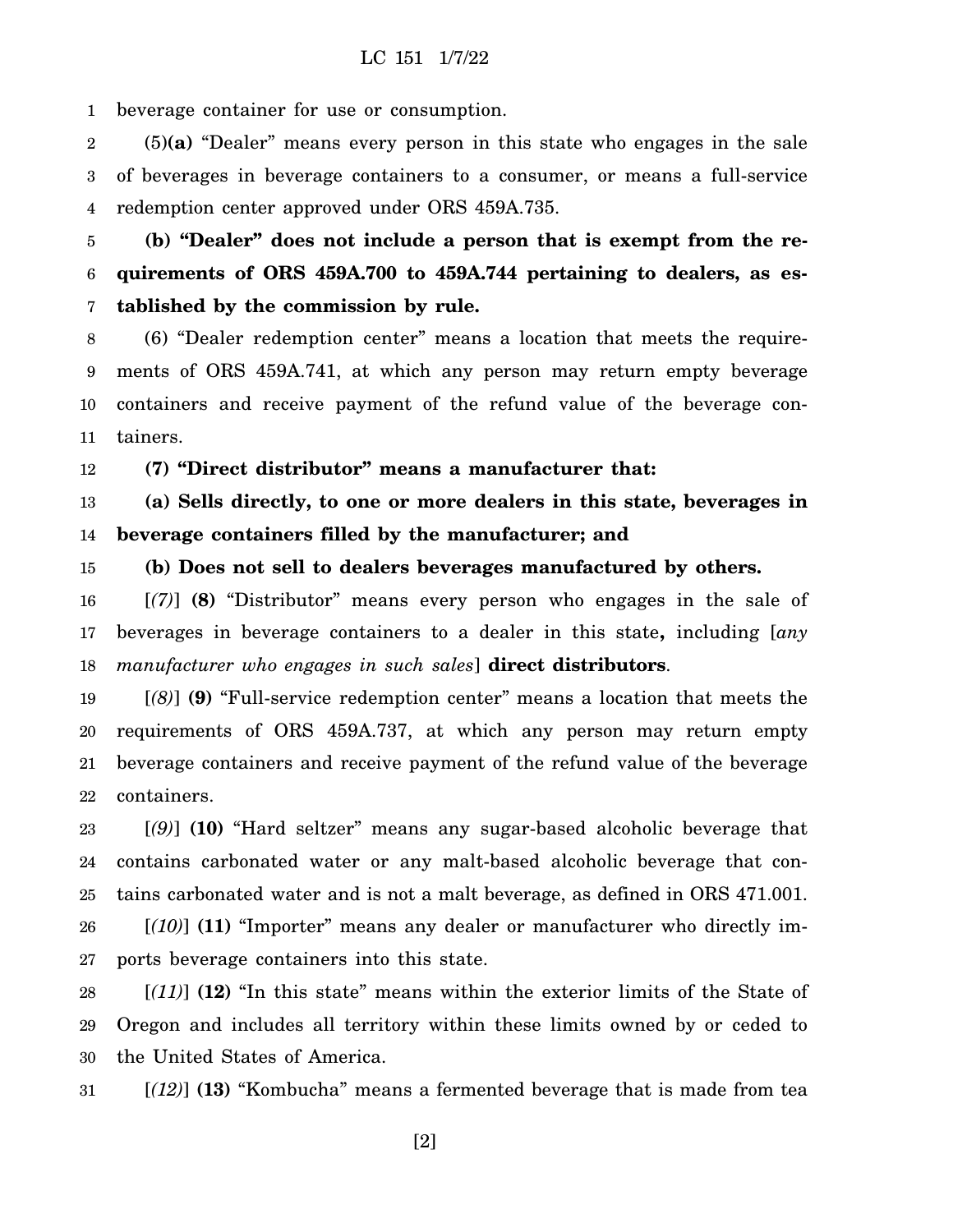beverage container for use or consumption.

(5)**(a)** "Dealer" means every person in this state who engages in the sale of beverages in beverage containers to a consumer, or means a full-service redemption center approved under ORS 459A.735.

**(b) "Dealer" does not include a person that is exempt from the requirements of ORS 459A.700 to 459A.744 pertaining to dealers, as established by the commission by rule.**

(6) "Dealer redemption center" means a location that meets the requirements of ORS 459A.741, at which any person may return empty beverage containers and receive payment of the refund value of the beverage containers.

**(7) "Direct distributor" means a manufacturer that:**

**(a) Sells directly, to one or more dealers in this state, beverages in beverage containers filled by the manufacturer; and**

**(b) Does not sell to dealers beverages manufactured by others.**

[*(7)*] **(8)** "Distributor" means every person who engages in the sale of beverages in beverage containers to a dealer in this state**,** including [*any manufacturer who engages in such sales*] **direct distributors**.

[*(8)*] **(9)** "Full-service redemption center" means a location that meets the requirements of ORS 459A.737, at which any person may return empty beverage containers and receive payment of the refund value of the beverage containers.

[*(9)*] **(10)** "Hard seltzer" means any sugar-based alcoholic beverage that contains carbonated water or any malt-based alcoholic beverage that contains carbonated water and is not a malt beverage, as defined in ORS 471.001.

[*(10)*] **(11)** "Importer" means any dealer or manufacturer who directly imports beverage containers into this state.

[*(11)*] **(12)** "In this state" means within the exterior limits of the State of Oregon and includes all territory within these limits owned by or ceded to the United States of America.

[*(12)*] **(13)** "Kombucha" means a fermented beverage that is made from tea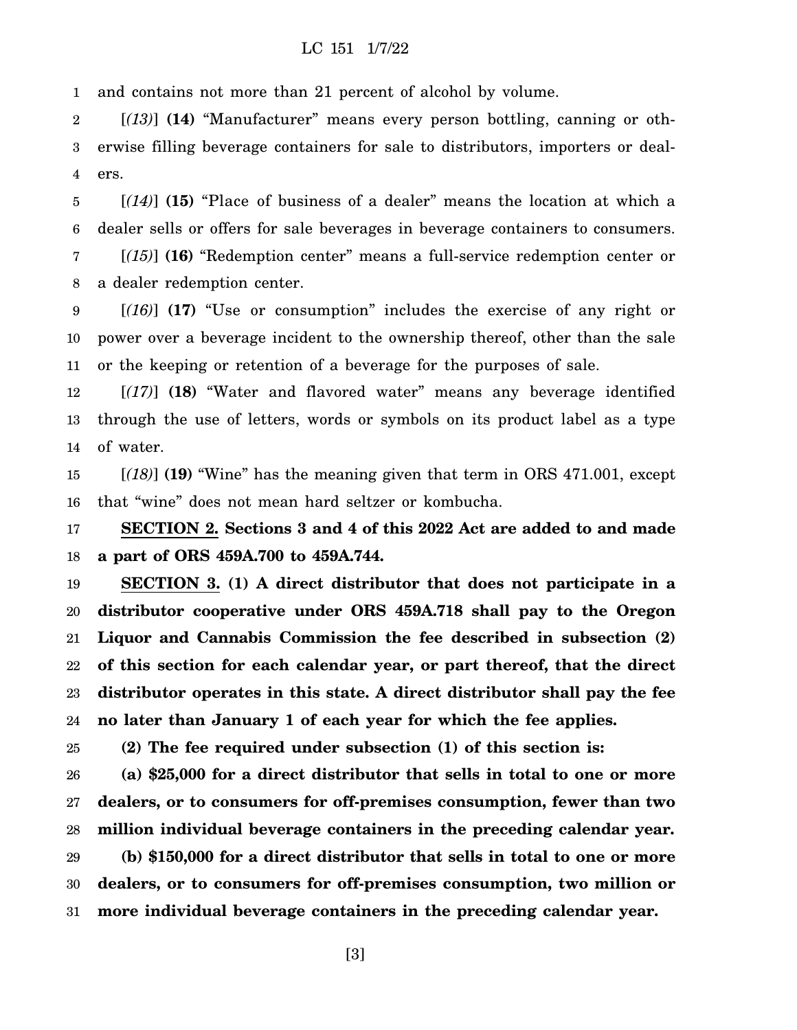and contains not more than 21 percent of alcohol by volume.

[*(13)*] **(14)** "Manufacturer" means every person bottling, canning or otherwise filling beverage containers for sale to distributors, importers or dealers.

[*(14)*] **(15)** "Place of business of a dealer" means the location at which a dealer sells or offers for sale beverages in beverage containers to consumers.

[*(15)*] **(16)** "Redemption center" means a full-service redemption center or a dealer redemption center.

[*(16)*] **(17)** "Use or consumption" includes the exercise of any right or power over a beverage incident to the ownership thereof, other than the sale or the keeping or retention of a beverage for the purposes of sale.

[*(17)*] **(18)** "Water and flavored water" means any beverage identified through the use of letters, words or symbols on its product label as a type of water.

[*(18)*] **(19)** "Wine" has the meaning given that term in ORS 471.001, except that "wine" does not mean hard seltzer or kombucha.

**SECTION 2. Sections 3 and 4 of this 2022 Act are added to and made a part of ORS 459A.700 to 459A.744.**

**SECTION 3. (1) A direct distributor that does not participate in a distributor cooperative under ORS 459A.718 shall pay to the Oregon Liquor and Cannabis Commission the fee described in subsection (2) of this section for each calendar year, or part thereof, that the direct distributor operates in this state. A direct distributor shall pay the fee no later than January 1 of each year for which the fee applies.**

**(2) The fee required under subsection (1) of this section is:**

**(a) $25,000 for a direct distributor that sells in total to one or more dealers, or to consumers for off-premises consumption, fewer than two million individual beverage containers in the preceding calendar year.**

**(b) $150,000 for a direct distributor that sells in total to one or more dealers, or to consumers for off-premises consumption, two million or more individual beverage containers in the preceding calendar year.**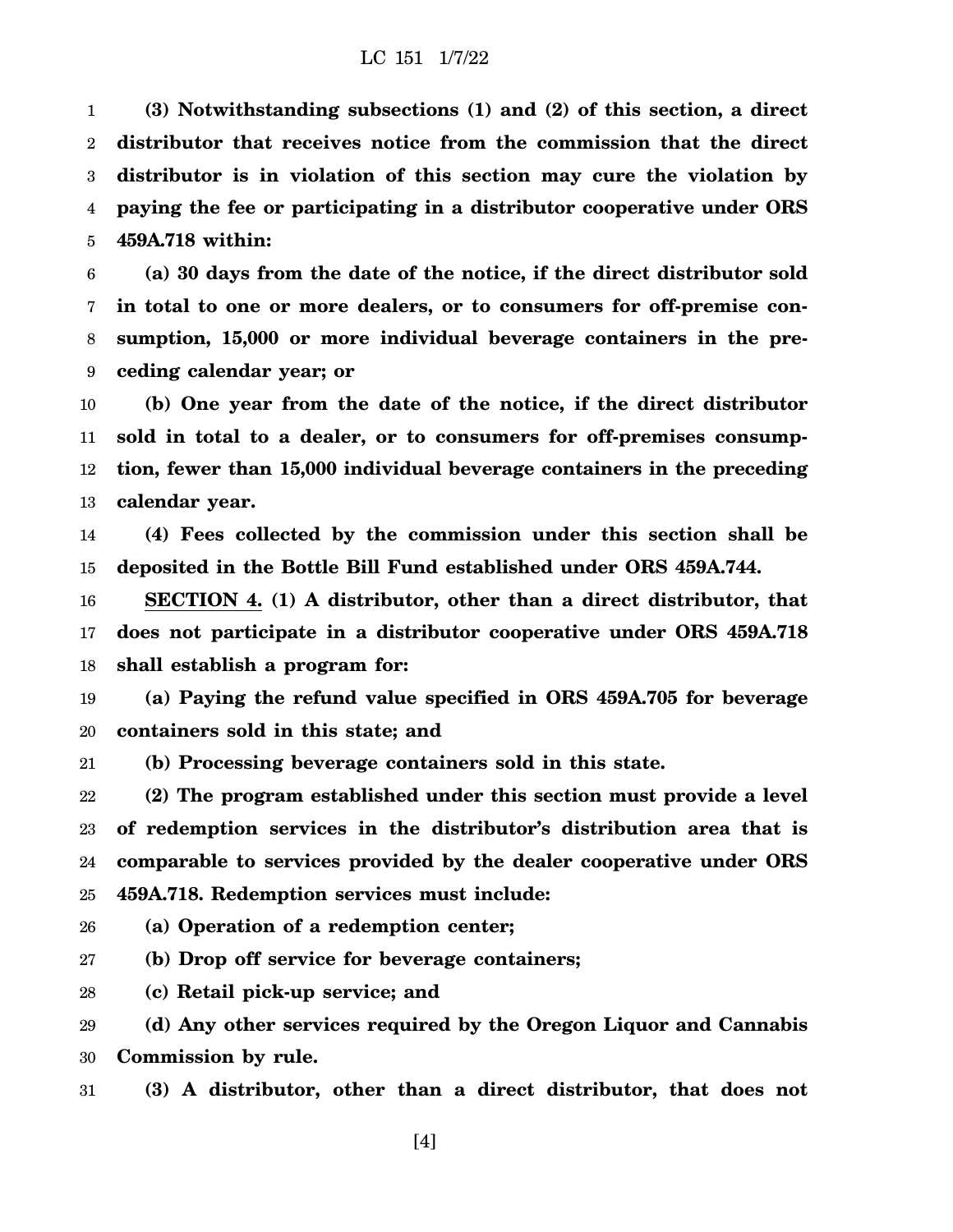**(3) Notwithstanding subsections (1) and (2) of this section, a direct distributor that receives notice from the commission that the direct distributor is in violation of this section may cure the violation by paying the fee or participating in a distributor cooperative under ORS 459A.718 within:**

**(a) 30 days from the date of the notice, if the direct distributor sold in total to one or more dealers, or to consumers for off-premise consumption, 15,000 or more individual beverage containers in the preceding calendar year; or**

**(b) One year from the date of the notice, if the direct distributor sold in total to a dealer, or to consumers for off-premises consumption, fewer than 15,000 individual beverage containers in the preceding calendar year.**

**(4) Fees collected by the commission under this section shall be deposited in the Bottle Bill Fund established under ORS 459A.744.**

**SECTION 4. (1) A distributor, other than a direct distributor, that does not participate in a distributor cooperative under ORS 459A.718 shall establish a program for:**

**(a) Paying the refund value specified in ORS 459A.705 for beverage containers sold in this state; and**

**(b) Processing beverage containers sold in this state.**

**(2) The program established under this section must provide a level of redemption services in the distributor's distribution area that is comparable to services provided by the dealer cooperative under ORS 459A.718. Redemption services must include:**

**(a) Operation of a redemption center;**

**(b) Drop off service for beverage containers;**

**(c) Retail pick-up service; and**

**(d) Any other services required by the Oregon Liquor and Cannabis Commission by rule.**

**(3) A distributor, other than a direct distributor, that does not**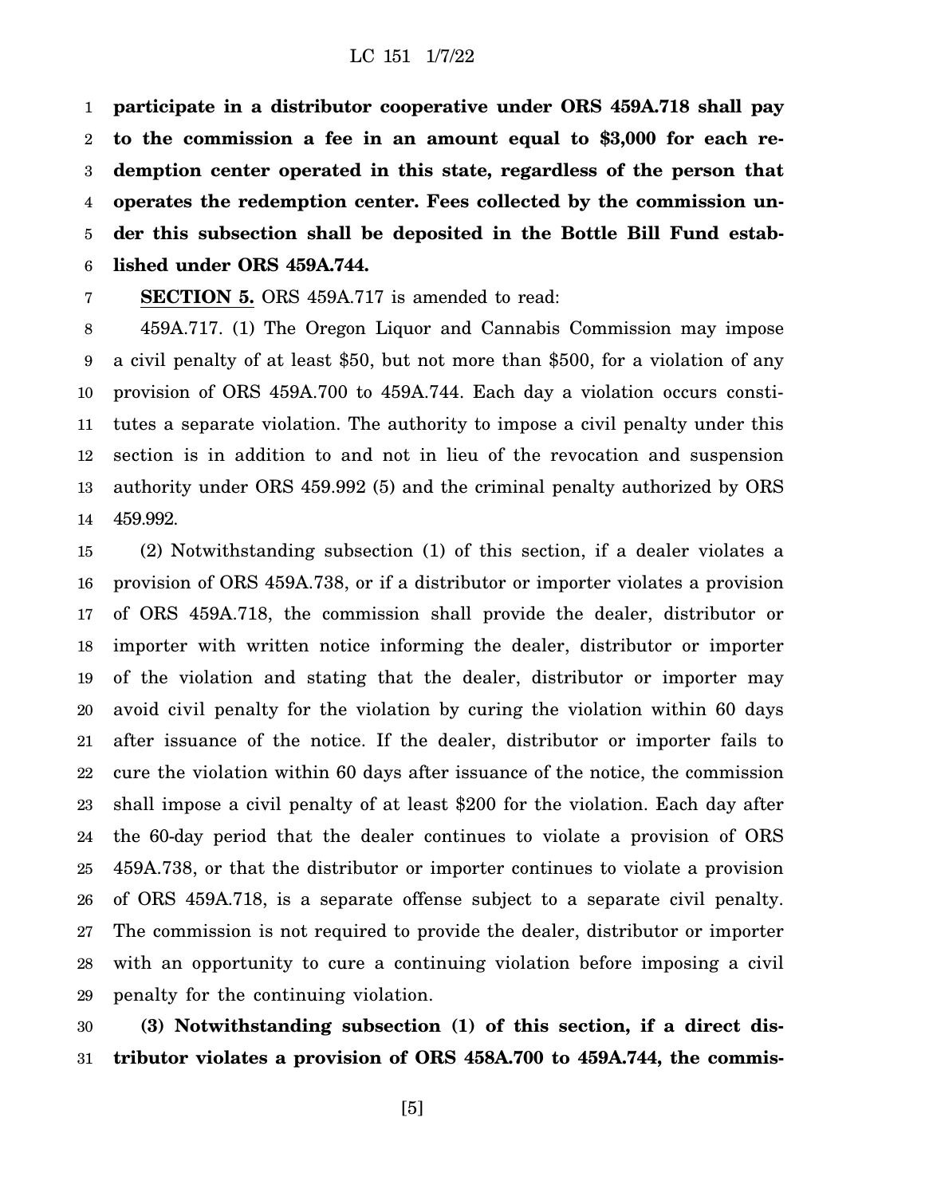**participate in a distributor cooperative under ORS 459A.718 shall pay to the commission a fee in an amount equal to $3,000 for each redemption center operated in this state, regardless of the person that operates the redemption center. Fees collected by the commission under this subsection shall be deposited in the Bottle Bill Fund established under ORS 459A.744.**

**SECTION 5.** ORS 459A.717 is amended to read:

459A.717. (1) The Oregon Liquor and Cannabis Commission may impose a civil penalty of at least $50, but not more than $500, for a violation of any provision of ORS 459A.700 to 459A.744. Each day a violation occurs constitutes a separate violation. The authority to impose a civil penalty under this section is in addition to and not in lieu of the revocation and suspension authority under ORS 459.992 (5) and the criminal penalty authorized by ORS 459.992.

(2) Notwithstanding subsection (1) of this section, if a dealer violates a provision of ORS 459A.738, or if a distributor or importer violates a provision of ORS 459A.718, the commission shall provide the dealer, distributor or importer with written notice informing the dealer, distributor or importer of the violation and stating that the dealer, distributor or importer may avoid civil penalty for the violation by curing the violation within 60 days after issuance of the notice. If the dealer, distributor or importer fails to cure the violation within 60 days after issuance of the notice, the commission shall impose a civil penalty of at least $200 for the violation. Each day after the 60-day period that the dealer continues to violate a provision of ORS 459A.738, or that the distributor or importer continues to violate a provision of ORS 459A.718, is a separate offense subject to a separate civil penalty. The commission is not required to provide the dealer, distributor or importer with an opportunity to cure a continuing violation before imposing a civil penalty for the continuing violation.

**(3) Notwithstanding subsection (1) of this section, if a direct distributor violates a provision of ORS 458A.700 to 459A.744, the commis-**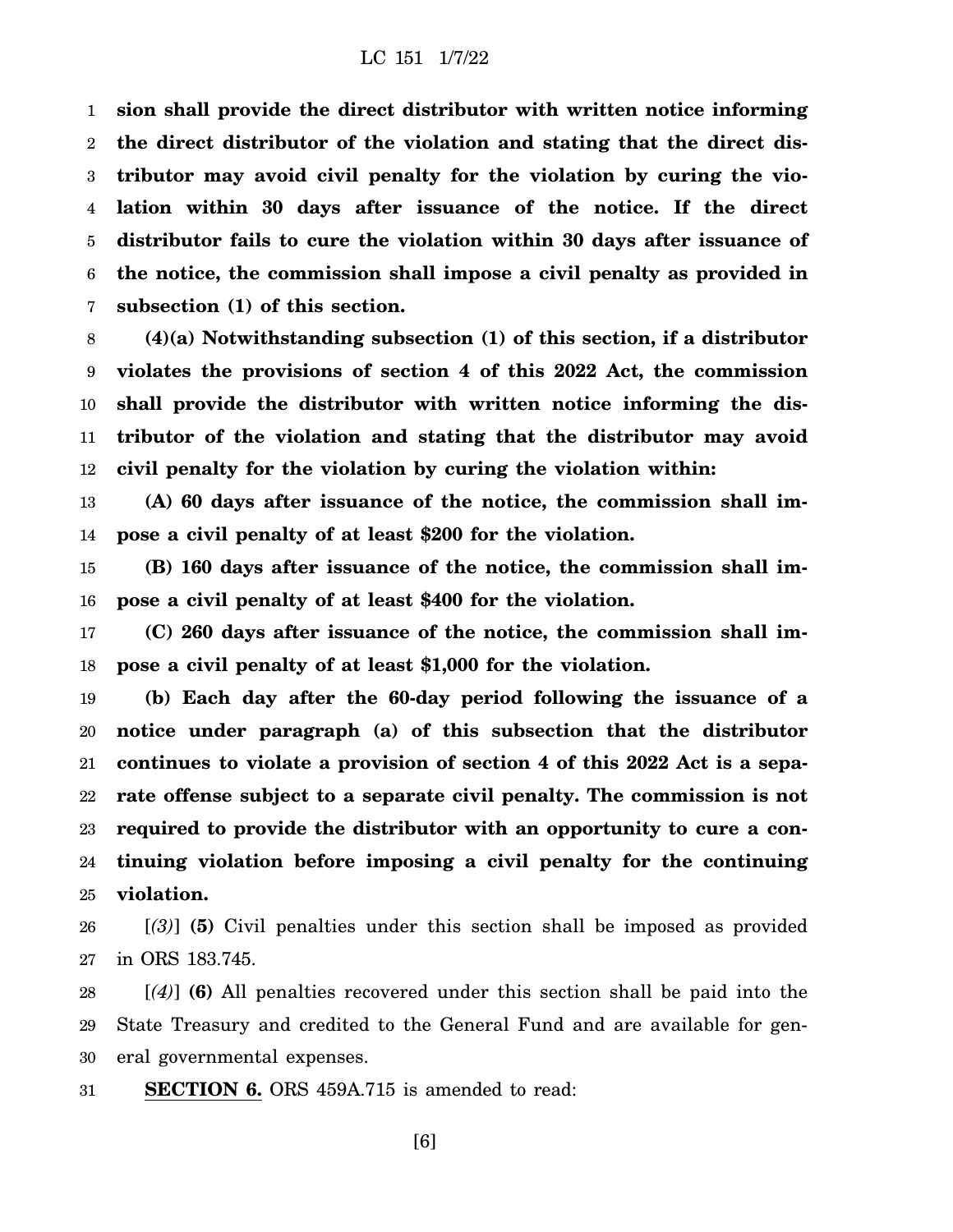**sion shall provide the direct distributor with written notice informing the direct distributor of the violation and stating that the direct distributor may avoid civil penalty for the violation by curing the violation within 30 days after issuance of the notice. If the direct distributor fails to cure the violation within 30 days after issuance of the notice, the commission shall impose a civil penalty as provided in subsection (1) of this section.**

**(4)(a) Notwithstanding subsection (1) of this section, if a distributor violates the provisions of section 4 of this 2022 Act, the commission shall provide the distributor with written notice informing the distributor of the violation and stating that the distributor may avoid civil penalty for the violation by curing the violation within:**

**(A) 60 days after issuance of the notice, the commission shall impose a civil penalty of at least $200 for the violation.**

**(B) 160 days after issuance of the notice, the commission shall impose a civil penalty of at least $400 for the violation.**

**(C) 260 days after issuance of the notice, the commission shall impose a civil penalty of at least $1,000 for the violation.**

**(b) Each day after the 60-day period following the issuance of a notice under paragraph (a) of this subsection that the distributor continues to violate a provision of section 4 of this 2022 Act is a separate offense subject to a separate civil penalty. The commission is not required to provide the distributor with an opportunity to cure a continuing violation before imposing a civil penalty for the continuing violation.**

[*(3)*] **(5)** Civil penalties under this section shall be imposed as provided in ORS 183.745.

[*(4)*] **(6)** All penalties recovered under this section shall be paid into the State Treasury and credited to the General Fund and are available for general governmental expenses.

**SECTION 6.** ORS 459A.715 is amended to read: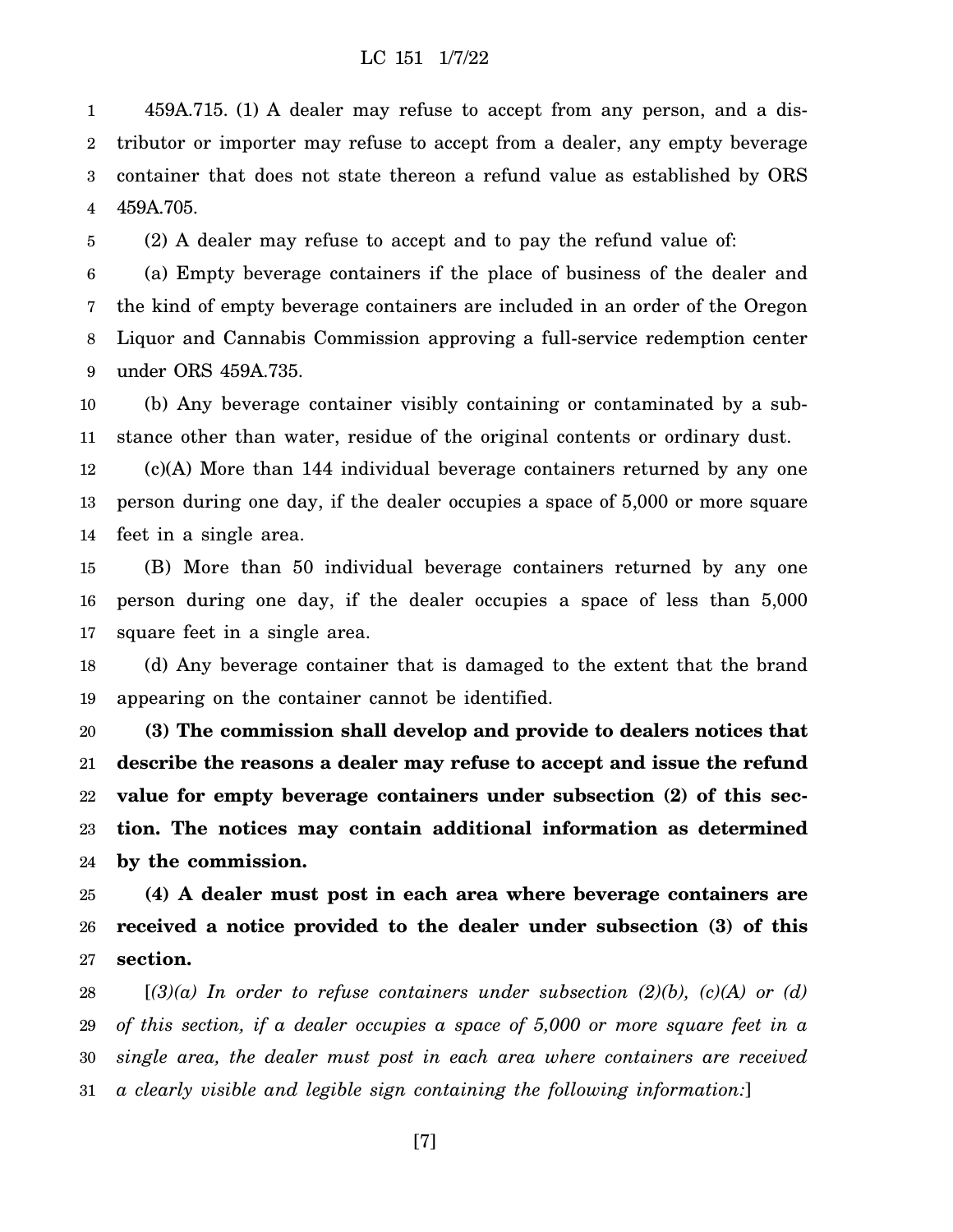459A.715. (1) A dealer may refuse to accept from any person, and a distributor or importer may refuse to accept from a dealer, any empty beverage container that does not state thereon a refund value as established by ORS 459A.705.

(2) A dealer may refuse to accept and to pay the refund value of:

(a) Empty beverage containers if the place of business of the dealer and the kind of empty beverage containers are included in an order of the Oregon Liquor and Cannabis Commission approving a full-service redemption center under ORS 459A.735.

(b) Any beverage container visibly containing or contaminated by a substance other than water, residue of the original contents or ordinary dust.

(c)(A) More than 144 individual beverage containers returned by any one person during one day, if the dealer occupies a space of 5,000 or more square feet in a single area.

(B) More than 50 individual beverage containers returned by any one person during one day, if the dealer occupies a space of less than 5,000 square feet in a single area.

(d) Any beverage container that is damaged to the extent that the brand appearing on the container cannot be identified.

**(3) The commission shall develop and provide to dealers notices that describe the reasons a dealer may refuse to accept and issue the refund value for empty beverage containers under subsection (2) of this section. The notices may contain additional information as determined by the commission.**

**(4) A dealer must post in each area where beverage containers are received a notice provided to the dealer under subsection (3) of this section.**

[*(3)(a) In order to refuse containers under subsection (2)(b), (c)(A) or (d) of this section, if a dealer occupies a space of 5,000 or more square feet in a single area, the dealer must post in each area where containers are received a clearly visible and legible sign containing the following information:*]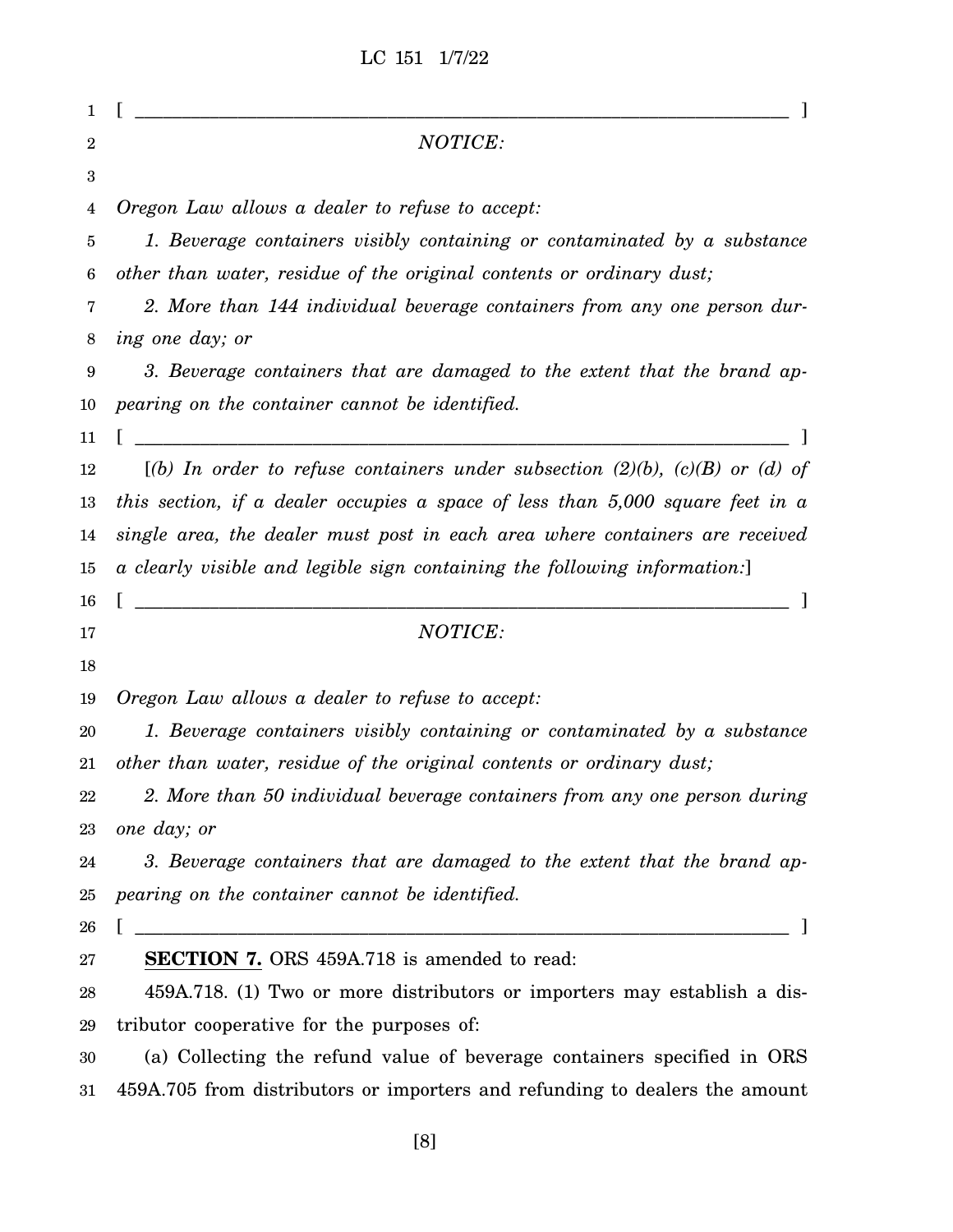[ ______________________________________________________________________ ]

*NOTICE:*

*Oregon Law allows a dealer to refuse to accept:*

*1. Beverage containers visibly containing or contaminated by a substance other than water, residue of the original contents or ordinary dust;*

*2. More than 144 individual beverage containers from any one person during one day; or*

*3. Beverage containers that are damaged to the extent that the brand appearing on the container cannot be identified.*

[ ______________________________________________________________________ ]

[*(b) In order to refuse containers under subsection (2)(b), (c)(B) or (d) of this section, if a dealer occupies a space of less than 5,000 square feet in a single area, the dealer must post in each area where containers are received a clearly visible and legible sign containing the following information:*]

[ ______________________________________________________________________ ]

*NOTICE:*

*Oregon Law allows a dealer to refuse to accept:*

*1. Beverage containers visibly containing or contaminated by a substance other than water, residue of the original contents or ordinary dust;*

*2. More than 50 individual beverage containers from any one person during one day; or*

*3. Beverage containers that are damaged to the extent that the brand appearing on the container cannot be identified.*

[ ______________________________________________________________________ ]

**SECTION 7.** ORS 459A.718 is amended to read:

459A.718. (1) Two or more distributors or importers may establish a distributor cooperative for the purposes of:

(a) Collecting the refund value of beverage containers specified in ORS 459A.705 from distributors or importers and refunding to dealers the amount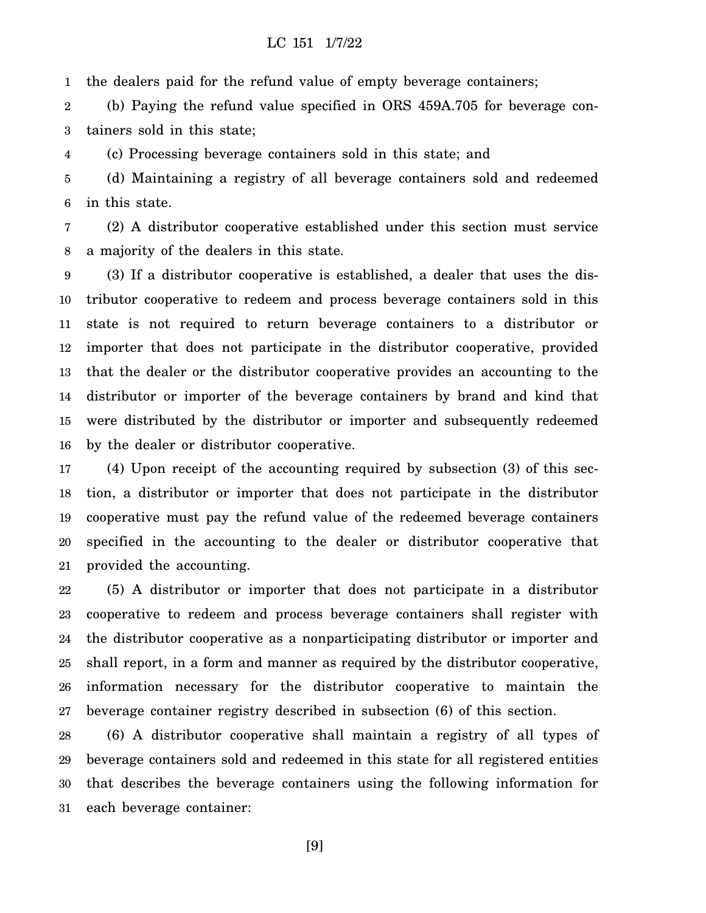the dealers paid for the refund value of empty beverage containers;

(b) Paying the refund value specified in ORS 459A.705 for beverage containers sold in this state;

(c) Processing beverage containers sold in this state; and

(d) Maintaining a registry of all beverage containers sold and redeemed in this state.

(2) A distributor cooperative established under this section must service a majority of the dealers in this state.

(3) If a distributor cooperative is established, a dealer that uses the distributor cooperative to redeem and process beverage containers sold in this state is not required to return beverage containers to a distributor or importer that does not participate in the distributor cooperative, provided that the dealer or the distributor cooperative provides an accounting to the distributor or importer of the beverage containers by brand and kind that were distributed by the distributor or importer and subsequently redeemed by the dealer or distributor cooperative.

(4) Upon receipt of the accounting required by subsection (3) of this section, a distributor or importer that does not participate in the distributor cooperative must pay the refund value of the redeemed beverage containers specified in the accounting to the dealer or distributor cooperative that provided the accounting.

(5) A distributor or importer that does not participate in a distributor cooperative to redeem and process beverage containers shall register with the distributor cooperative as a nonparticipating distributor or importer and shall report, in a form and manner as required by the distributor cooperative, information necessary for the distributor cooperative to maintain the beverage container registry described in subsection (6) of this section.

(6) A distributor cooperative shall maintain a registry of all types of beverage containers sold and redeemed in this state for all registered entities that describes the beverage containers using the following information for each beverage container: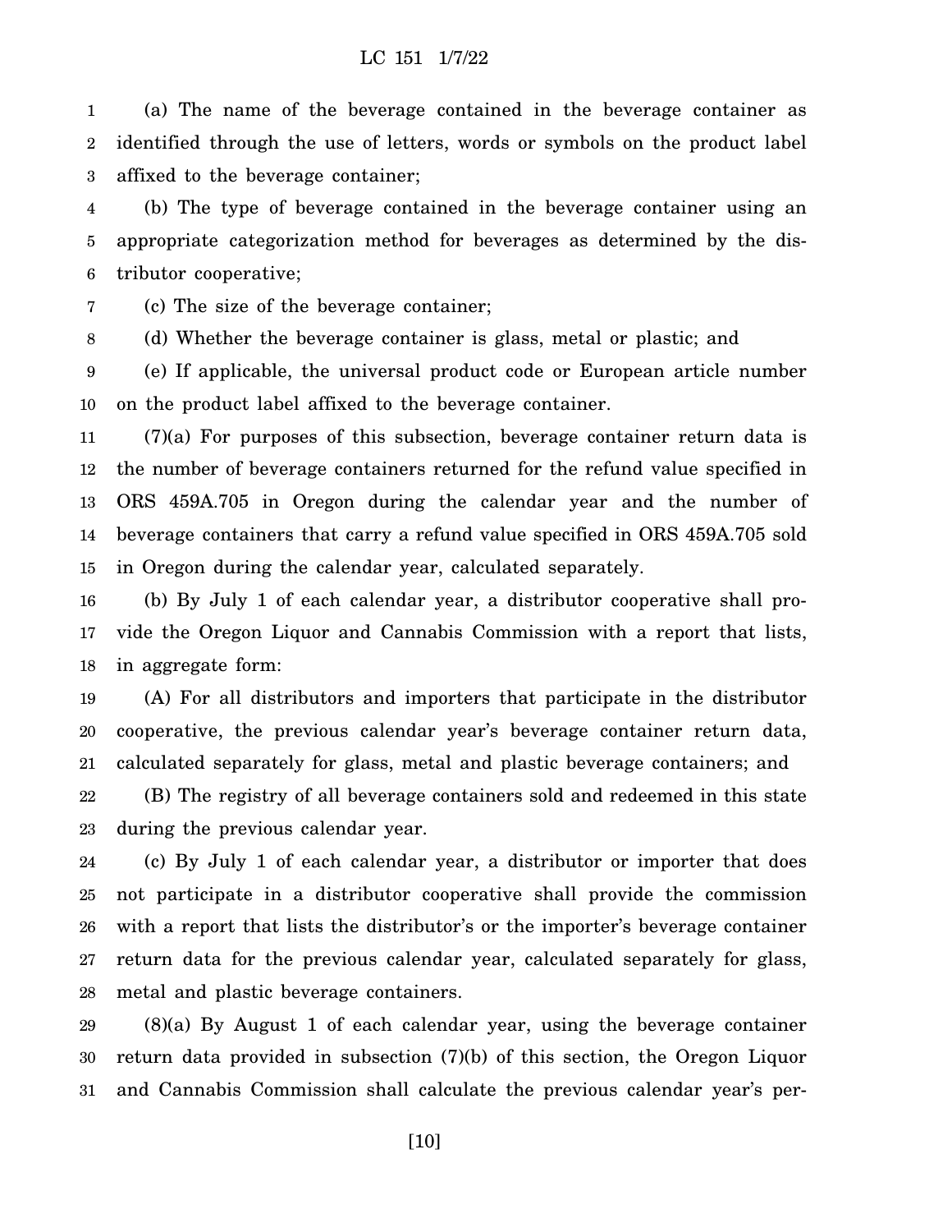(a) The name of the beverage contained in the beverage container as identified through the use of letters, words or symbols on the product label affixed to the beverage container;

(b) The type of beverage contained in the beverage container using an appropriate categorization method for beverages as determined by the distributor cooperative;

(c) The size of the beverage container;

(d) Whether the beverage container is glass, metal or plastic; and

(e) If applicable, the universal product code or European article number on the product label affixed to the beverage container.

(7)(a) For purposes of this subsection, beverage container return data is the number of beverage containers returned for the refund value specified in ORS 459A.705 in Oregon during the calendar year and the number of beverage containers that carry a refund value specified in ORS 459A.705 sold in Oregon during the calendar year, calculated separately.

(b) By July 1 of each calendar year, a distributor cooperative shall provide the Oregon Liquor and Cannabis Commission with a report that lists, in aggregate form:

(A) For all distributors and importers that participate in the distributor cooperative, the previous calendar year's beverage container return data, calculated separately for glass, metal and plastic beverage containers; and

(B) The registry of all beverage containers sold and redeemed in this state during the previous calendar year.

(c) By July 1 of each calendar year, a distributor or importer that does not participate in a distributor cooperative shall provide the commission with a report that lists the distributor's or the importer's beverage container return data for the previous calendar year, calculated separately for glass, metal and plastic beverage containers.

(8)(a) By August 1 of each calendar year, using the beverage container return data provided in subsection (7)(b) of this section, the Oregon Liquor and Cannabis Commission shall calculate the previous calendar year's per-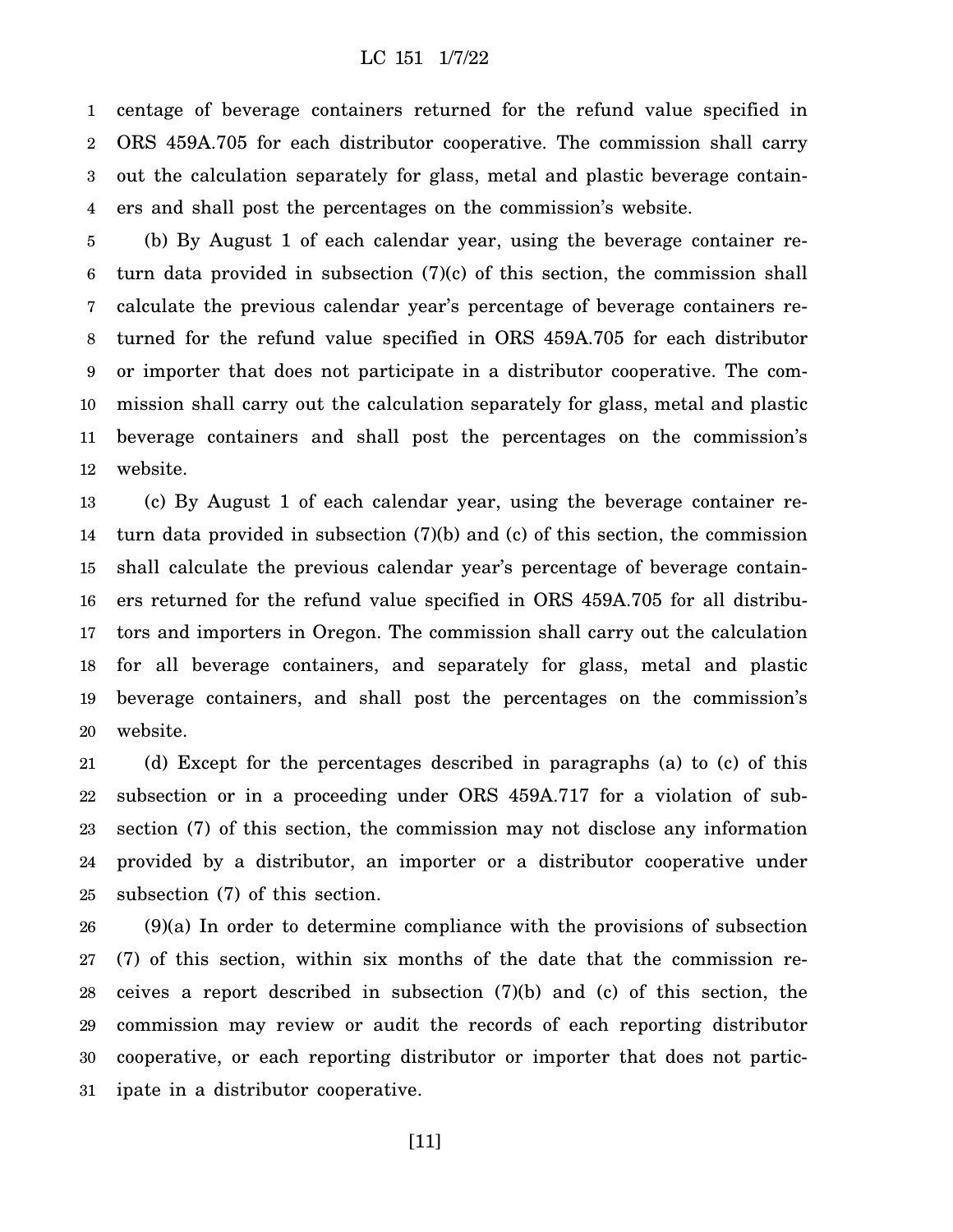centage of beverage containers returned for the refund value specified in ORS 459A.705 for each distributor cooperative. The commission shall carry out the calculation separately for glass, metal and plastic beverage containers and shall post the percentages on the commission's website.

(b) By August 1 of each calendar year, using the beverage container return data provided in subsection (7)(c) of this section, the commission shall calculate the previous calendar year's percentage of beverage containers returned for the refund value specified in ORS 459A.705 for each distributor or importer that does not participate in a distributor cooperative. The commission shall carry out the calculation separately for glass, metal and plastic beverage containers and shall post the percentages on the commission's website.

(c) By August 1 of each calendar year, using the beverage container return data provided in subsection (7)(b) and (c) of this section, the commission shall calculate the previous calendar year's percentage of beverage containers returned for the refund value specified in ORS 459A.705 for all distributors and importers in Oregon. The commission shall carry out the calculation for all beverage containers, and separately for glass, metal and plastic beverage containers, and shall post the percentages on the commission's website.

(d) Except for the percentages described in paragraphs (a) to (c) of this subsection or in a proceeding under ORS 459A.717 for a violation of subsection (7) of this section, the commission may not disclose any information provided by a distributor, an importer or a distributor cooperative under subsection (7) of this section.

(9)(a) In order to determine compliance with the provisions of subsection (7) of this section, within six months of the date that the commission receives a report described in subsection (7)(b) and (c) of this section, the commission may review or audit the records of each reporting distributor cooperative, or each reporting distributor or importer that does not participate in a distributor cooperative.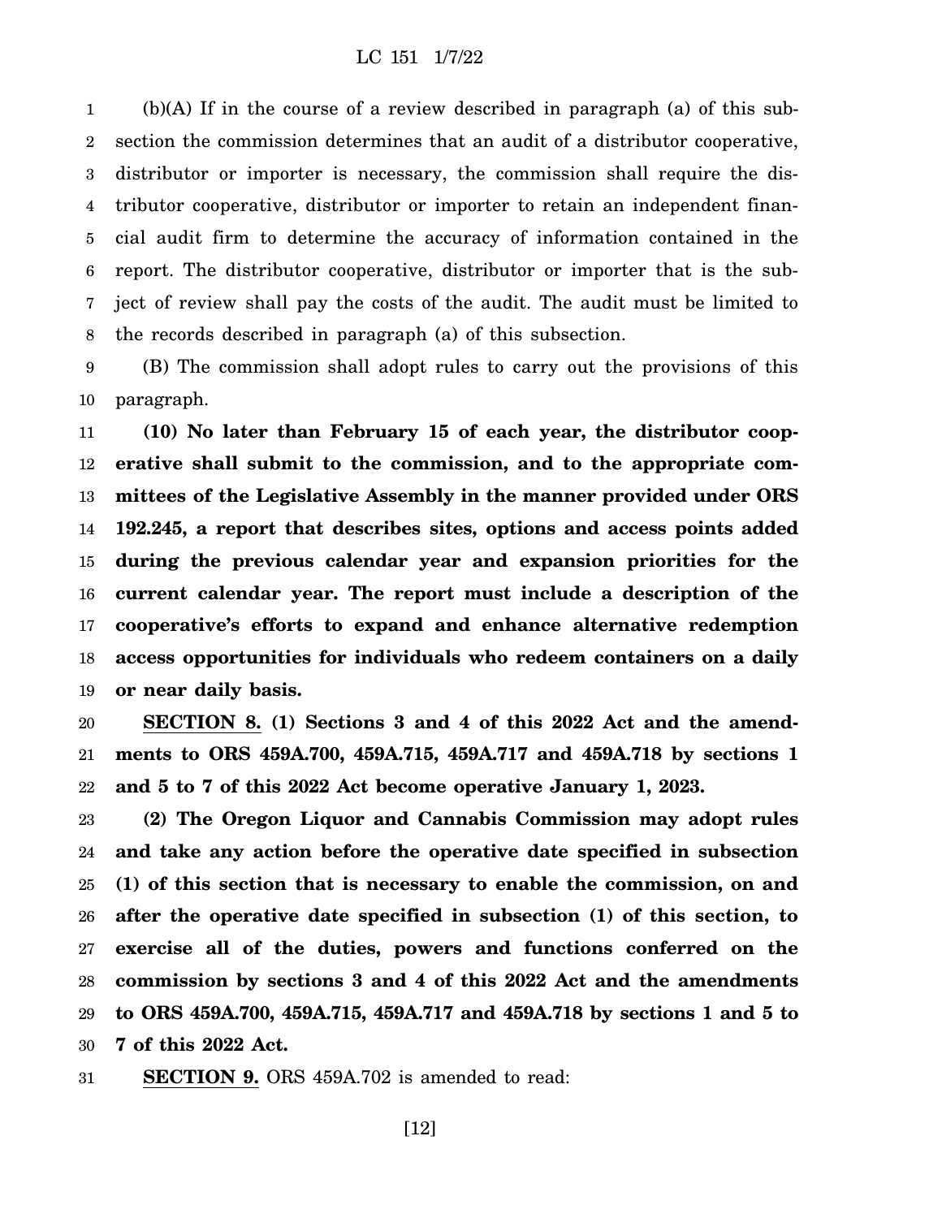(b)(A) If in the course of a review described in paragraph (a) of this subsection the commission determines that an audit of a distributor cooperative, distributor or importer is necessary, the commission shall require the distributor cooperative, distributor or importer to retain an independent financial audit firm to determine the accuracy of information contained in the report. The distributor cooperative, distributor or importer that is the subject of review shall pay the costs of the audit. The audit must be limited to the records described in paragraph (a) of this subsection.

(B) The commission shall adopt rules to carry out the provisions of this paragraph.

**(10) No later than February 15 of each year, the distributor cooperative shall submit to the commission, and to the appropriate committees of the Legislative Assembly in the manner provided under ORS 192.245, a report that describes sites, options and access points added during the previous calendar year and expansion priorities for the current calendar year. The report must include a description of the cooperative's efforts to expand and enhance alternative redemption access opportunities for individuals who redeem containers on a daily or near daily basis.**

**SECTION 8. (1) Sections 3 and 4 of this 2022 Act and the amendments to ORS 459A.700, 459A.715, 459A.717 and 459A.718 by sections 1 and 5 to 7 of this 2022 Act become operative January 1, 2023.**

**(2) The Oregon Liquor and Cannabis Commission may adopt rules and take any action before the operative date specified in subsection (1) of this section that is necessary to enable the commission, on and after the operative date specified in subsection (1) of this section, to exercise all of the duties, powers and functions conferred on the commission by sections 3 and 4 of this 2022 Act and the amendments to ORS 459A.700, 459A.715, 459A.717 and 459A.718 by sections 1 and 5 to 7 of this 2022 Act.**

**SECTION 9.** ORS 459A.702 is amended to read: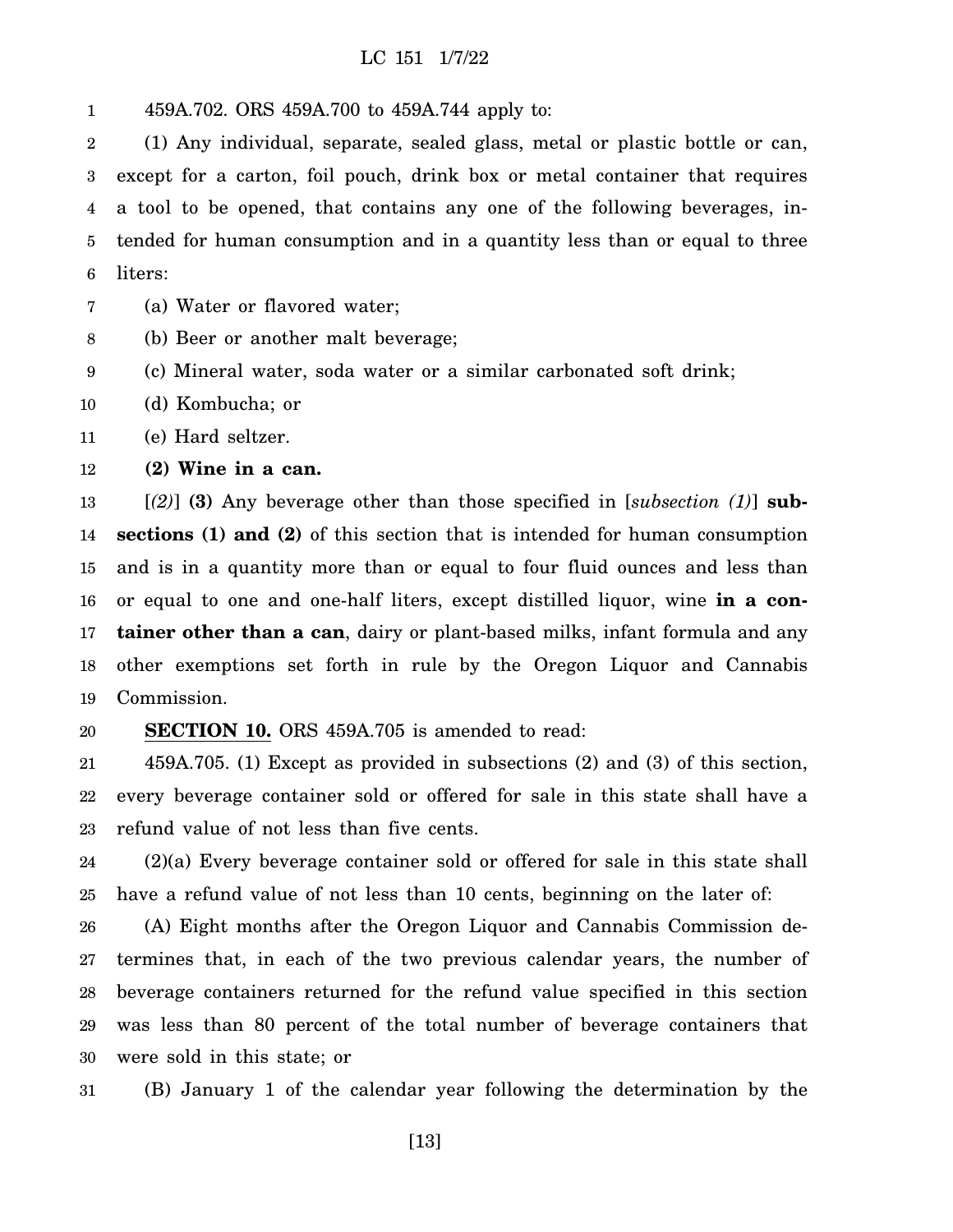459A.702. ORS 459A.700 to 459A.744 apply to:

(1) Any individual, separate, sealed glass, metal or plastic bottle or can, except for a carton, foil pouch, drink box or metal container that requires a tool to be opened, that contains any one of the following beverages, intended for human consumption and in a quantity less than or equal to three liters:

(a) Water or flavored water;

(b) Beer or another malt beverage;

(c) Mineral water, soda water or a similar carbonated soft drink;

(d) Kombucha; or

(e) Hard seltzer.

**(2) Wine in a can.**

[*(2)*] **(3)** Any beverage other than those specified in [*subsection (1)*] **subsections (1) and (2)** of this section that is intended for human consumption and is in a quantity more than or equal to four fluid ounces and less than or equal to one and one-half liters, except distilled liquor, wine **in a container other than a can**, dairy or plant-based milks, infant formula and any other exemptions set forth in rule by the Oregon Liquor and Cannabis Commission.

**SECTION 10.** ORS 459A.705 is amended to read:

459A.705. (1) Except as provided in subsections (2) and (3) of this section, every beverage container sold or offered for sale in this state shall have a refund value of not less than five cents.

(2)(a) Every beverage container sold or offered for sale in this state shall have a refund value of not less than 10 cents, beginning on the later of:

(A) Eight months after the Oregon Liquor and Cannabis Commission determines that, in each of the two previous calendar years, the number of beverage containers returned for the refund value specified in this section was less than 80 percent of the total number of beverage containers that were sold in this state; or

(B) January 1 of the calendar year following the determination by the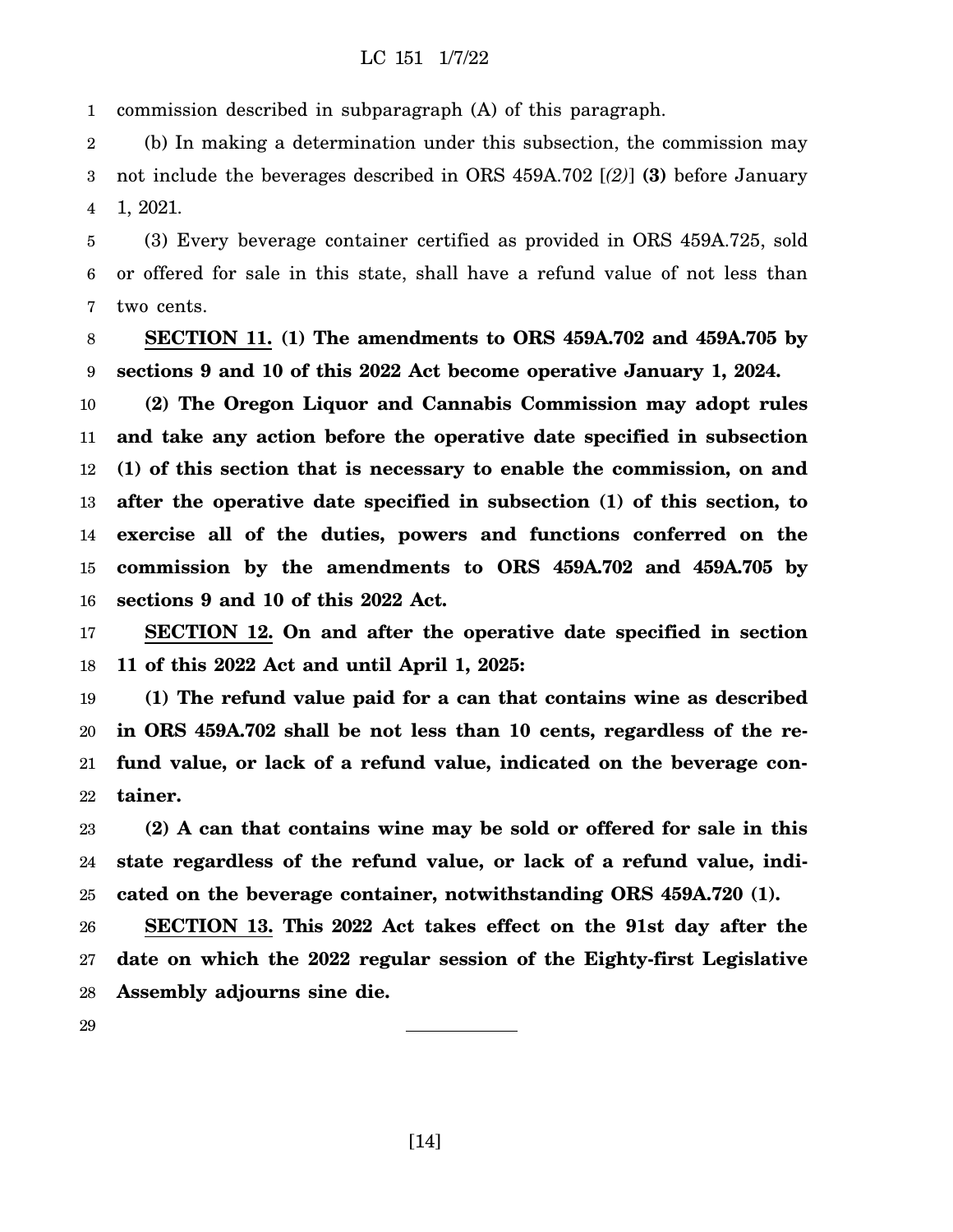commission described in subparagraph (A) of this paragraph.

(b) In making a determination under this subsection, the commission may not include the beverages described in ORS 459A.702 [*(2)*] **(3)** before January 1, 2021.

(3) Every beverage container certified as provided in ORS 459A.725, sold or offered for sale in this state, shall have a refund value of not less than two cents.

**SECTION 11. (1) The amendments to ORS 459A.702 and 459A.705 by sections 9 and 10 of this 2022 Act become operative January 1, 2024.**

**(2) The Oregon Liquor and Cannabis Commission may adopt rules and take any action before the operative date specified in subsection (1) of this section that is necessary to enable the commission, on and after the operative date specified in subsection (1) of this section, to exercise all of the duties, powers and functions conferred on the commission by the amendments to ORS 459A.702 and 459A.705 by sections 9 and 10 of this 2022 Act.**

**SECTION 12. On and after the operative date specified in section 11 of this 2022 Act and until April 1, 2025:**

**(1) The refund value paid for a can that contains wine as described in ORS 459A.702 shall be not less than 10 cents, regardless of the refund value, or lack of a refund value, indicated on the beverage container.**

**(2) A can that contains wine may be sold or offered for sale in this state regardless of the refund value, or lack of a refund value, indicated on the beverage container, notwithstanding ORS 459A.720 (1).**

**SECTION 13. This 2022 Act takes effect on the 91st day after the date on which the 2022 regular session of the Eighty-first Legislative Assembly adjourns sine die.**